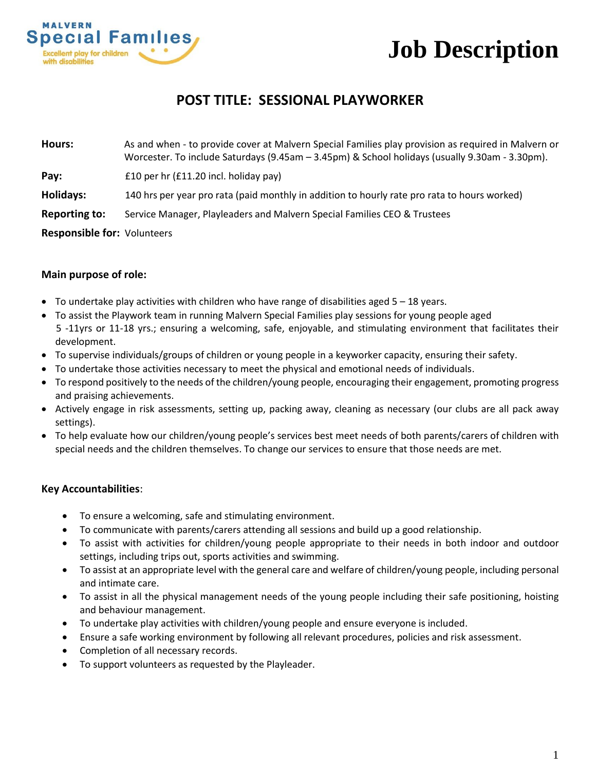Malvern Special Families
Excellent play for children with disabilities

# Job Description

## POST TITLE: SESSIONAL PLAYWORKER

**Hours:** As and when - to provide cover at Malvern Special Families play provision as required in Malvern or Worcester. To include Saturdays (9.45am – 3.45pm) & School holidays (usually 9.30am - 3.30pm).

**Pay:** £10 per hr (£11.20 incl. holiday pay)

**Holidays:** 140 hrs per year pro rata (paid monthly in addition to hourly rate pro rata to hours worked)

**Reporting to:** Service Manager, Playleaders and Malvern Special Families CEO & Trustees

**Responsible for:** Volunteers

### Main purpose of role:

- To undertake play activities with children who have range of disabilities aged 5 – 18 years.
- To assist the Playwork team in running Malvern Special Families play sessions for young people aged 5 -11yrs or 11-18 yrs.; ensuring a welcoming, safe, enjoyable, and stimulating environment that facilitates their development.
- To supervise individuals/groups of children or young people in a keyworker capacity, ensuring their safety.
- To undertake those activities necessary to meet the physical and emotional needs of individuals.
- To respond positively to the needs of the children/young people, encouraging their engagement, promoting progress and praising achievements.
- Actively engage in risk assessments, setting up, packing away, cleaning as necessary (our clubs are all pack away settings).
- To help evaluate how our children/young people's services best meet needs of both parents/carers of children with special needs and the children themselves. To change our services to ensure that those needs are met.

### Key Accountabilities:

- To ensure a welcoming, safe and stimulating environment.
- To communicate with parents/carers attending all sessions and build up a good relationship.
- To assist with activities for children/young people appropriate to their needs in both indoor and outdoor settings, including trips out, sports activities and swimming.
- To assist at an appropriate level with the general care and welfare of children/young people, including personal and intimate care.
- To assist in all the physical management needs of the young people including their safe positioning, hoisting and behaviour management.
- To undertake play activities with children/young people and ensure everyone is included.
- Ensure a safe working environment by following all relevant procedures, policies and risk assessment.
- Completion of all necessary records.
- To support volunteers as requested by the Playleader.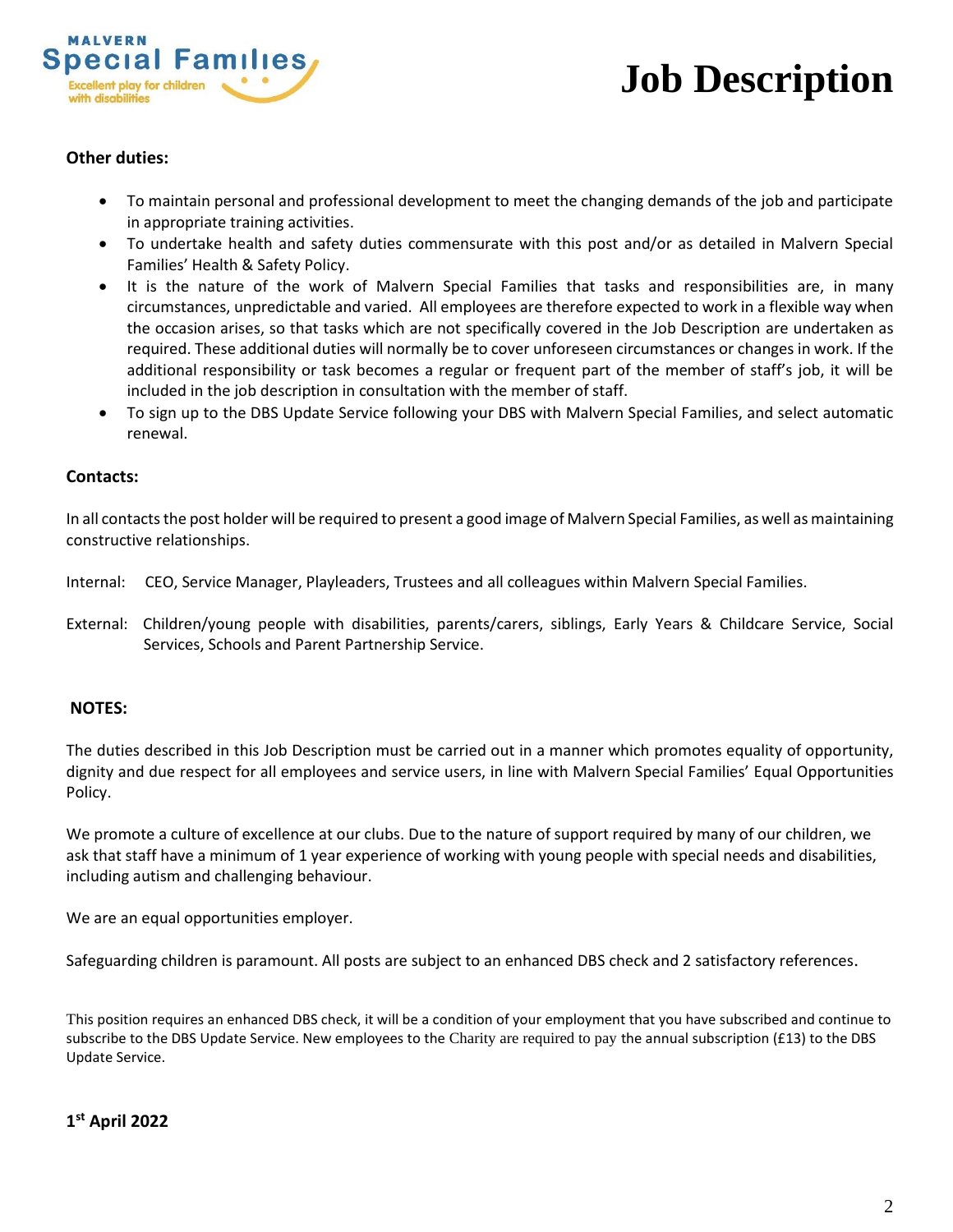**Other duties:**

- To maintain personal and professional development to meet the changing demands of the job and participate in appropriate training activities.
- To undertake health and safety duties commensurate with this post and/or as detailed in Malvern Special Families' Health & Safety Policy.
- It is the nature of the work of Malvern Special Families that tasks and responsibilities are, in many circumstances, unpredictable and varied. All employees are therefore expected to work in a flexible way when the occasion arises, so that tasks which are not specifically covered in the Job Description are undertaken as required. These additional duties will normally be to cover unforeseen circumstances or changes in work. If the additional responsibility or task becomes a regular or frequent part of the member of staff's job, it will be included in the job description in consultation with the member of staff.
- To sign up to the DBS Update Service following your DBS with Malvern Special Families, and select automatic renewal.

**Contacts:**

In all contacts the post holder will be required to present a good image of Malvern Special Families, as well as maintaining constructive relationships.

Internal: CEO, Service Manager, Playleaders, Trustees and all colleagues within Malvern Special Families.

External: Children/young people with disabilities, parents/carers, siblings, Early Years & Childcare Service, Social Services, Schools and Parent Partnership Service.

**NOTES:**

The duties described in this Job Description must be carried out in a manner which promotes equality of opportunity, dignity and due respect for all employees and service users, in line with Malvern Special Families' Equal Opportunities Policy.

We promote a culture of excellence at our clubs. Due to the nature of support required by many of our children, we ask that staff have a minimum of 1 year experience of working with young people with special needs and disabilities, including autism and challenging behaviour.

We are an equal opportunities employer.

Safeguarding children is paramount. All posts are subject to an enhanced DBS check and 2 satisfactory references.

This position requires an enhanced DBS check, it will be a condition of your employment that you have subscribed and continue to subscribe to the DBS Update Service. New employees to the Charity are required to pay the annual subscription (£13) to the DBS Update Service.

**1st April 2022**